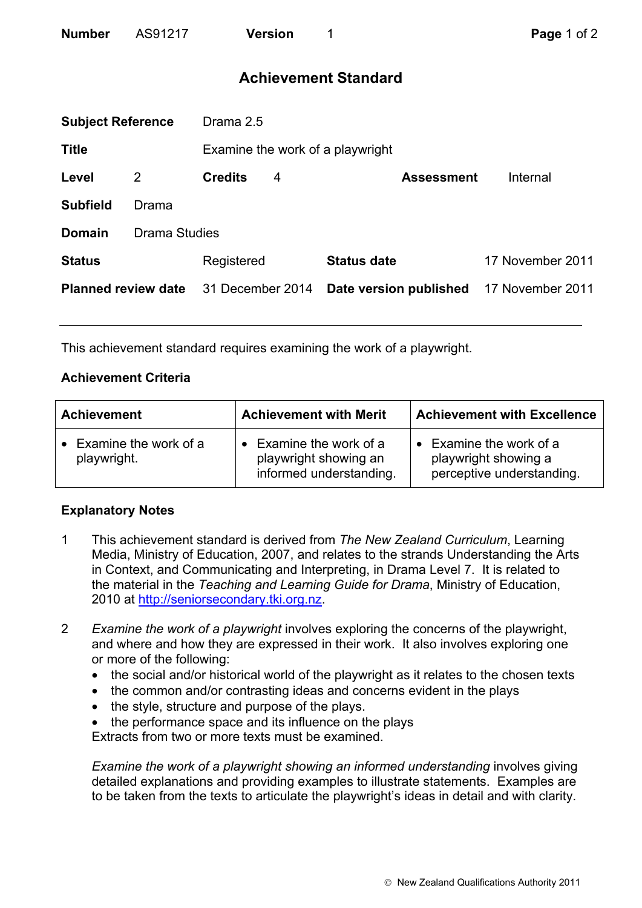# Achievement Standard

| | | | | | |
|---|---|---|---|---|---|
| **Number** | AS91217 | **Version** | 1 | | |
| **Subject Reference** | Drama 2.5 | | | | |
| **Title** | Examine the work of a playwright | | | | |
| **Level** | 2 | **Credits** | 4 | **Assessment** | Internal |
| **Subfield** | Drama | | | | |
| **Domain** | Drama Studies | | | | |
| **Status** | Registered | **Status date** | 17 November 2011 | | |
| **Planned review date** | 31 December 2014 | **Date version published** | 17 November 2011 | | |

This achievement standard requires examining the work of a playwright.

## Achievement Criteria

| Achievement | Achievement with Merit | Achievement with Excellence |
|---|---|---|
| • Examine the work of a playwright. | • Examine the work of a playwright showing an informed understanding. | • Examine the work of a playwright showing a perceptive understanding. |

## Explanatory Notes

1. This achievement standard is derived from *The New Zealand Curriculum*, Learning Media, Ministry of Education, 2007, and relates to the strands Understanding the Arts in Context, and Communicating and Interpreting, in Drama Level 7. It is related to the material in the *Teaching and Learning Guide for Drama*, Ministry of Education, 2010 at http://seniorsecondary.tki.org.nz.

2. *Examine the work of a playwright* involves exploring the concerns of the playwright, and where and how they are expressed in their work. It also involves exploring one or more of the following:
   - the social and/or historical world of the playwright as it relates to the chosen texts
   - the common and/or contrasting ideas and concerns evident in the plays
   - the style, structure and purpose of the plays.
   - the performance space and its influence on the plays

   Extracts from two or more texts must be examined.

   *Examine the work of a playwright showing an informed understanding* involves giving detailed explanations and providing examples to illustrate statements. Examples are to be taken from the texts to articulate the playwright's ideas in detail and with clarity.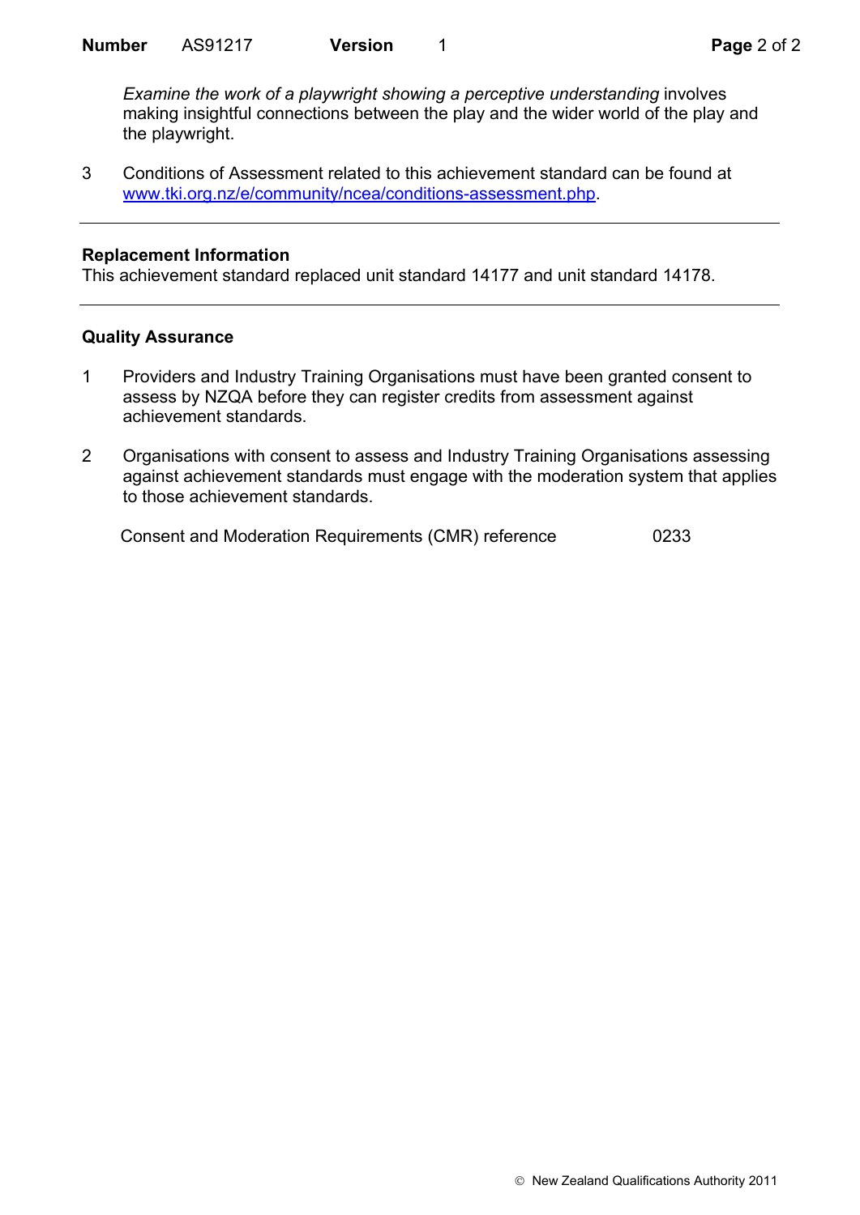*Examine the work of a playwright showing a perceptive understanding* involves making insightful connections between the play and the wider world of the play and the playwright.

3 Conditions of Assessment related to this achievement standard can be found at [www.tki.org.nz/e/community/ncea/conditions-assessment.php](www.tki.org.nz/e/community/ncea/conditions-assessment.php).

---

**Replacement Information**

This achievement standard replaced unit standard 14177 and unit standard 14178.

---

**Quality Assurance**

1 Providers and Industry Training Organisations must have been granted consent to assess by NZQA before they can register credits from assessment against achievement standards.

2 Organisations with consent to assess and Industry Training Organisations assessing against achievement standards must engage with the moderation system that applies to those achievement standards.

Consent and Moderation Requirements (CMR) reference 0233

© New Zealand Qualifications Authority 2011